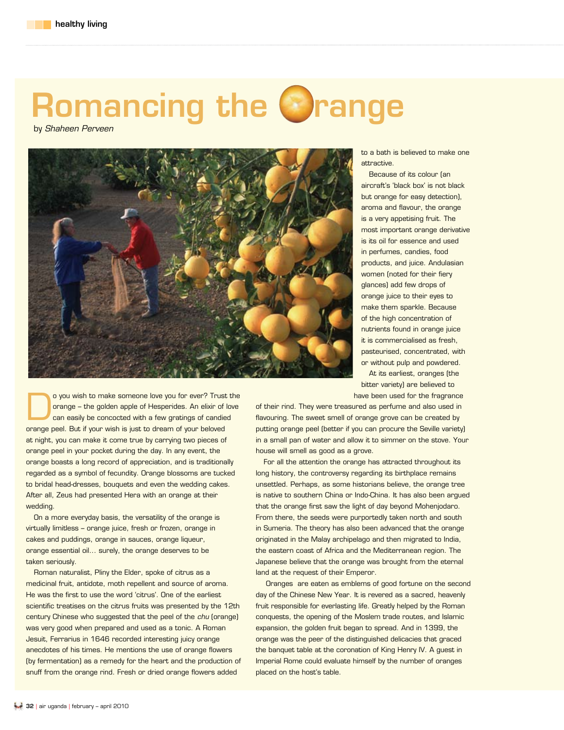# Romancing the Orange

by *Shaheen Perveen*

Do you wish to make someone love you for ever? Trust the orange – the golden apple of Hesperides. An elixir of love can easily be concocted with a few gratings of candied orange peel. But if your wish is just to dream of your beloved at night, you can make it come true by carrying two pieces of orange peel in your pocket during the day. In any event, the orange boasts a long record of appreciation, and is traditionally regarded as a symbol of fecundity. Orange blossoms are tucked to bridal head-dresses, bouquets and even the wedding cakes. After all, Zeus had presented Hera with an orange at their wedding.

On a more everyday basis, the versatility of the orange is virtually limitless – orange juice, fresh or frozen, orange in cakes and puddings, orange in sauces, orange liqueur, orange essential oil… surely, the orange deserves to be taken seriously.

Roman naturalist, Pliny the Elder, spoke of citrus as a medicinal fruit, antidote, moth repellent and source of aroma. He was the first to use the word 'citrus'. One of the earliest scientific treatises on the citrus fruits was presented by the 12th century Chinese who suggested that the peel of the *chu* (orange) was very good when prepared and used as a tonic. A Roman Jesuit, Ferrarius in 1646 recorded interesting juicy orange anecdotes of his times. He mentions the use of orange flowers (by fermentation) as a remedy for the heart and the production of snuff from the orange rind. Fresh or dried orange flowers added to a bath is believed to make one attractive.

Because of its colour (an aircraft's 'black box' is not black but orange for easy detection), aroma and flavour, the orange is a very appetising fruit. The most important orange derivative is its oil for essence and used in perfumes, candies, food products, and juice. Andulasian women (noted for their fiery glances) add few drops of orange juice to their eyes to make them sparkle. Because of the high concentration of nutrients found in orange juice it is commercialised as fresh, pasteurised, concentrated, with or without pulp and powdered.

At its earliest, oranges (the bitter variety) are believed to have been used for the fragrance of their rind. They were treasured as perfume and also used in flavouring. The sweet smell of orange grove can be created by putting orange peel (better if you can procure the Seville variety) in a small pan of water and allow it to simmer on the stove. Your house will smell as good as a grove.

For all the attention the orange has attracted throughout its long history, the controversy regarding its birthplace remains unsettled. Perhaps, as some historians believe, the orange tree is native to southern China or Indo-China. It has also been argued that the orange first saw the light of day beyond Mohenjodaro. From there, the seeds were purportedly taken north and south in Sumeria. The theory has also been advanced that the orange originated in the Malay archipelago and then migrated to India, the eastern coast of Africa and the Mediterranean region. The Japanese believe that the orange was brought from the eternal land at the request of their Emperor.

Oranges are eaten as emblems of good fortune on the second day of the Chinese New Year. It is revered as a sacred, heavenly fruit responsible for everlasting life. Greatly helped by the Roman conquests, the opening of the Moslem trade routes, and Islamic expansion, the golden fruit began to spread. And in 1399, the orange was the peer of the distinguished delicacies that graced the banquet table at the coronation of King Henry IV. A guest in Imperial Rome could evaluate himself by the number of oranges placed on the host's table.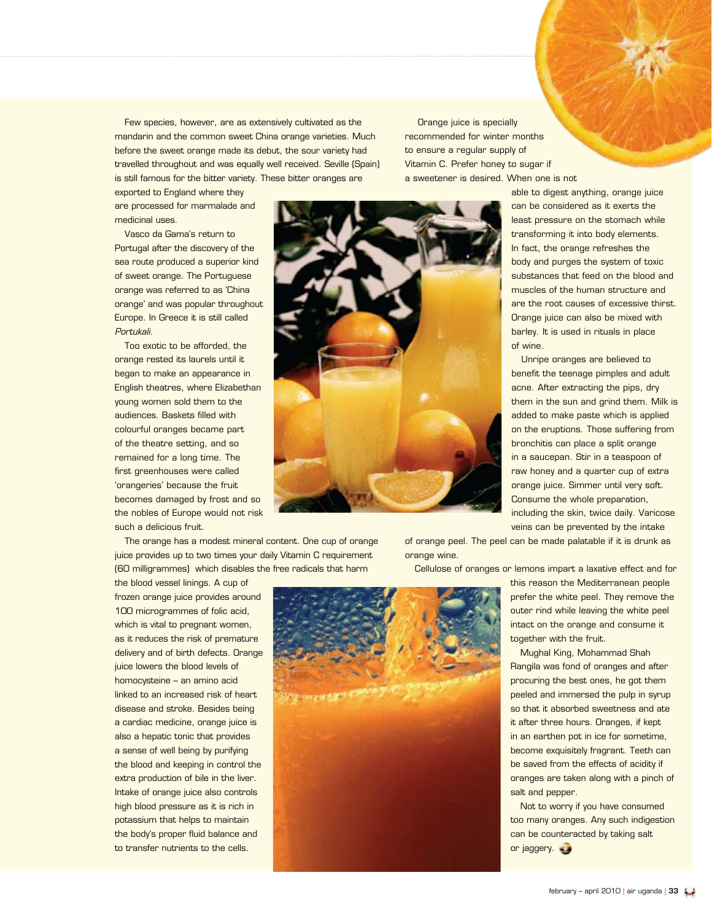Few species, however, are as extensively cultivated as the mandarin and the common sweet China orange varieties. Much before the sweet orange made its debut, the sour variety had travelled throughout and was equally well received. Seville (Spain) is still famous for the bitter variety. These bitter oranges are exported to England where they are processed for marmalade and medicinal uses.

Vasco da Gama's return to Portugal after the discovery of the sea route produced a superior kind of sweet orange. The Portuguese orange was referred to as 'China orange' and was popular throughout Europe. In Greece it is still called *Portukali*.

Too exotic to be afforded, the orange rested its laurels until it began to make an appearance in English theatres, where Elizabethan young women sold them to the audiences. Baskets filled with colourful oranges became part of the theatre setting, and so remained for a long time. The first greenhouses were called 'orangeries' because the fruit becomes damaged by frost and so the nobles of Europe would not risk such a delicious fruit.

The orange has a modest mineral content. One cup of orange juice provides up to two times your daily Vitamin C requirement (60 milligrammes) which disables the free radicals that harm the blood vessel linings. A cup of frozen orange juice provides around 100 microgrammes of folic acid, which is vital to pregnant women, as it reduces the risk of premature delivery and of birth defects. Orange juice lowers the blood levels of homocysteine – an amino acid linked to an increased risk of heart disease and stroke. Besides being a cardiac medicine, orange juice is also a hepatic tonic that provides a sense of well being by purifying the blood and keeping in control the extra production of bile in the liver. Intake of orange juice also controls high blood pressure as it is rich in potassium that helps to maintain the body's proper fluid balance and to transfer nutrients to the cells.

Orange juice is specially recommended for winter months to ensure a regular supply of Vitamin C. Prefer honey to sugar if a sweetener is desired. When one is not able to digest anything, orange juice can be considered as it exerts the least pressure on the stomach while transforming it into body elements. In fact, the orange refreshes the body and purges the system of toxic substances that feed on the blood and muscles of the human structure and are the root causes of excessive thirst. Orange juice can also be mixed with barley. It is used in rituals in place of wine.

Unripe oranges are believed to benefit the teenage pimples and adult acne. After extracting the pips, dry them in the sun and grind them. Milk is added to make paste which is applied on the eruptions. Those suffering from bronchitis can place a split orange in a saucepan. Stir in a teaspoon of raw honey and a quarter cup of extra orange juice. Simmer until very soft. Consume the whole preparation, including the skin, twice daily. Varicose veins can be prevented by the intake of orange peel. The peel can be made palatable if it is drunk as orange wine.

Cellulose of oranges or lemons impart a laxative effect and for this reason the Mediterranean people prefer the white peel. They remove the outer rind while leaving the white peel intact on the orange and consume it together with the fruit.

Mughal King, Mohammad Shah Rangila was fond of oranges and after procuring the best ones, he got them peeled and immersed the pulp in syrup so that it absorbed sweetness and ate it after three hours. Oranges, if kept in an earthen pot in ice for sometime, become exquisitely fragrant. Teeth can be saved from the effects of acidity if oranges are taken along with a pinch of salt and pepper.

Not to worry if you have consumed too many oranges. Any such indigestion can be counteracted by taking salt or jaggery.